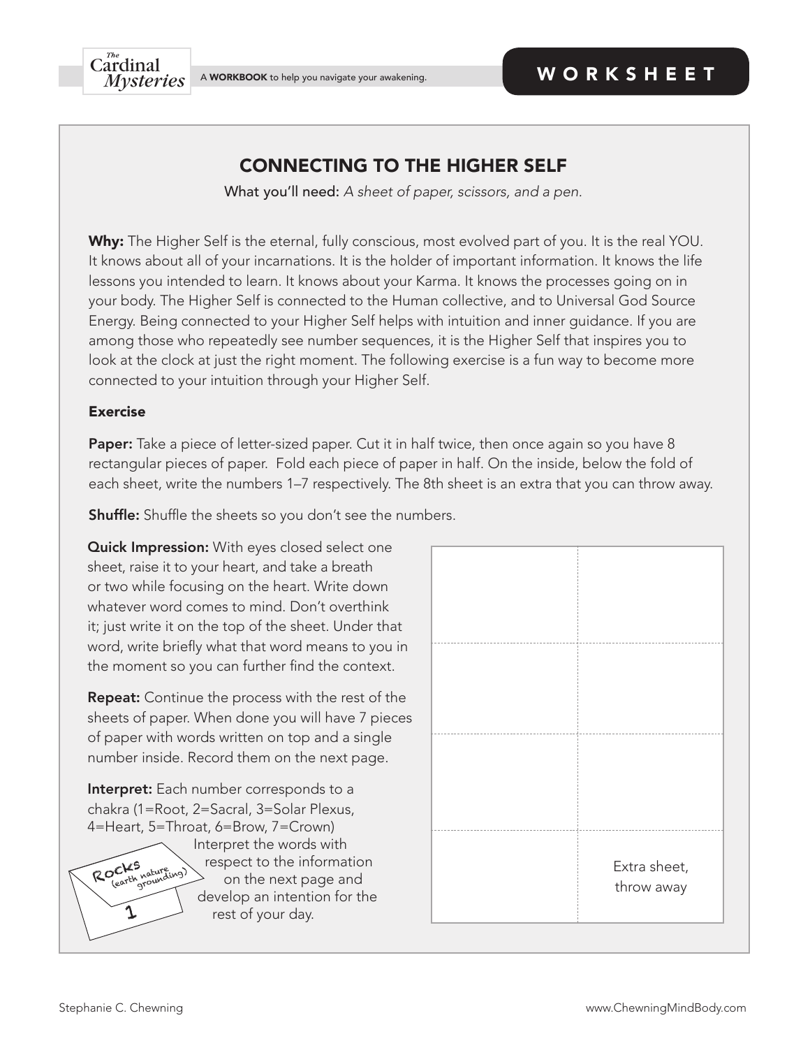# CONNECTING TO THE HIGHER SELF

What you'll need: *A sheet of paper, scissors, and a pen.*

**Why:** The Higher Self is the eternal, fully conscious, most evolved part of you. It is the real YOU. It knows about all of your incarnations. It is the holder of important information. It knows the life lessons you intended to learn. It knows about your Karma. It knows the processes going on in your body. The Higher Self is connected to the Human collective, and to Universal God Source Energy. Being connected to your Higher Self helps with intuition and inner guidance. If you are among those who repeatedly see number sequences, it is the Higher Self that inspires you to look at the clock at just the right moment. The following exercise is a fun way to become more connected to your intuition through your Higher Self.

### Exercise

**Paper:** Take a piece of letter-sized paper. Cut it in half twice, then once again so you have 8 rectangular pieces of paper. Fold each piece of paper in half. On the inside, below the fold of each sheet, write the numbers 1–7 respectively. The 8th sheet is an extra that you can throw away.

**Shuffle:** Shuffle the sheets so you don't see the numbers.

**Quick Impression:** With eyes closed select one sheet, raise it to your heart, and take a breath or two while focusing on the heart. Write down whatever word comes to mind. Don't overthink it; just write it on the top of the sheet. Under that word, write briefly what that word means to you in the moment so you can further find the context.

**Repeat:** Continue the process with the rest of the sheets of paper. When done you will have 7 pieces of paper with words written on top and a single number inside. Record them on the next page.

**Interpret:** Each number corresponds to a chakra (1=Root, 2=Sacral, 3=Solar Plexus, 4=Heart, 5=Throat, 6=Brow, 7=Crown) Interpret the words with respect to the information on the next page and develop an intention for the rest of your day.

Rocks (earth nature grounding)

1

| | |
|---|---|
| | |
| | |
| | |
| | Extra sheet, throw away |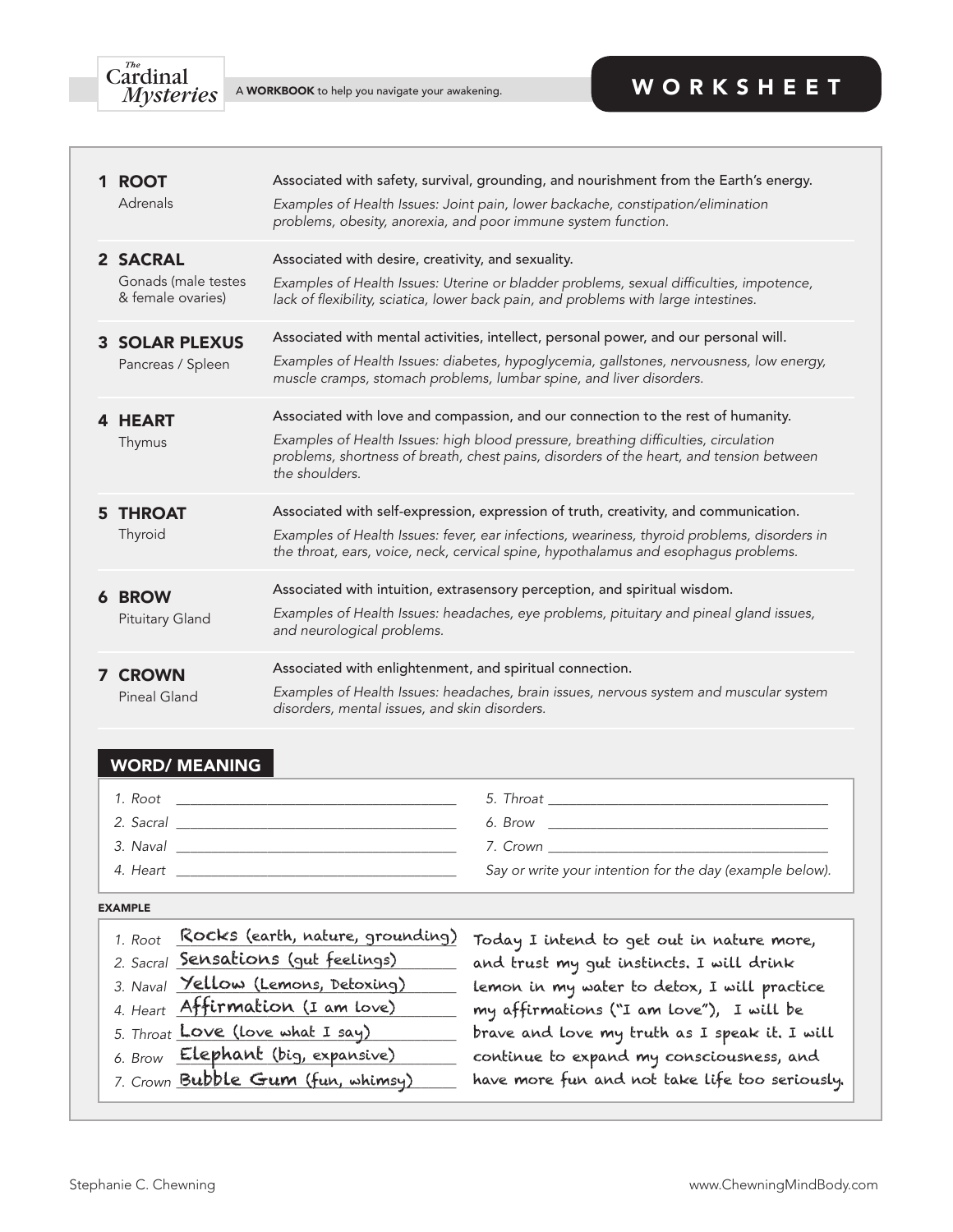# WORKSHEET

| | |
|---|---|
| **1 ROOT**<br>Adrenals | Associated with safety, survival, grounding, and nourishment from the Earth's energy.<br>*Examples of Health Issues: Joint pain, lower backache, constipation/elimination problems, obesity, anorexia, and poor immune system function.* |
| **2 SACRAL**<br>Gonads (male testes & female ovaries) | Associated with desire, creativity, and sexuality.<br>*Examples of Health Issues: Uterine or bladder problems, sexual difficulties, impotence, lack of flexibility, sciatica, lower back pain, and problems with large intestines.* |
| **3 SOLAR PLEXUS**<br>Pancreas / Spleen | Associated with mental activities, intellect, personal power, and our personal will.<br>*Examples of Health Issues: diabetes, hypoglycemia, gallstones, nervousness, low energy, muscle cramps, stomach problems, lumbar spine, and liver disorders.* |
| **4 HEART**<br>Thymus | Associated with love and compassion, and our connection to the rest of humanity.<br>*Examples of Health Issues: high blood pressure, breathing difficulties, circulation problems, shortness of breath, chest pains, disorders of the heart, and tension between the shoulders.* |
| **5 THROAT**<br>Thyroid | Associated with self-expression, expression of truth, creativity, and communication.<br>*Examples of Health Issues: fever, ear infections, weariness, thyroid problems, disorders in the throat, ears, voice, neck, cervical spine, hypothalamus and esophagus problems.* |
| **6 BROW**<br>Pituitary Gland | Associated with intuition, extrasensory perception, and spiritual wisdom.<br>*Examples of Health Issues: headaches, eye problems, pituitary and pineal gland issues, and neurological problems.* |
| **7 CROWN**<br>Pineal Gland | Associated with enlightenment, and spiritual connection.<br>*Examples of Health Issues: headaches, brain issues, nervous system and muscular system disorders, mental issues, and skin disorders.* |

## WORD/ MEANING

*1. Root* ____________________

*2. Sacral* ____________________

*3. Naval* ____________________

*4. Heart* ____________________

*5. Throat* ____________________

*6. Brow* ____________________

*7. Crown* ____________________

*Say or write your intention for the day (example below).*

**EXAMPLE**

1. Root Rocks (earth, nature, grounding)
2. Sacral Sensations (gut feelings)
3. Naval Yellow (Lemons, Detoxing)
4. Heart Affirmation (I am love)
5. Throat Love (love what I say)
6. Brow Elephant (big, expansive)
7. Crown Bubble Gum (fun, whimsy)

Today I intend to get out in nature more, and trust my gut instincts. I will drink lemon in my water to detox, I will practice my affirmations ("I am love"), I will be brave and love my truth as I speak it. I will continue to expand my consciousness, and have more fun and not take life too seriously.